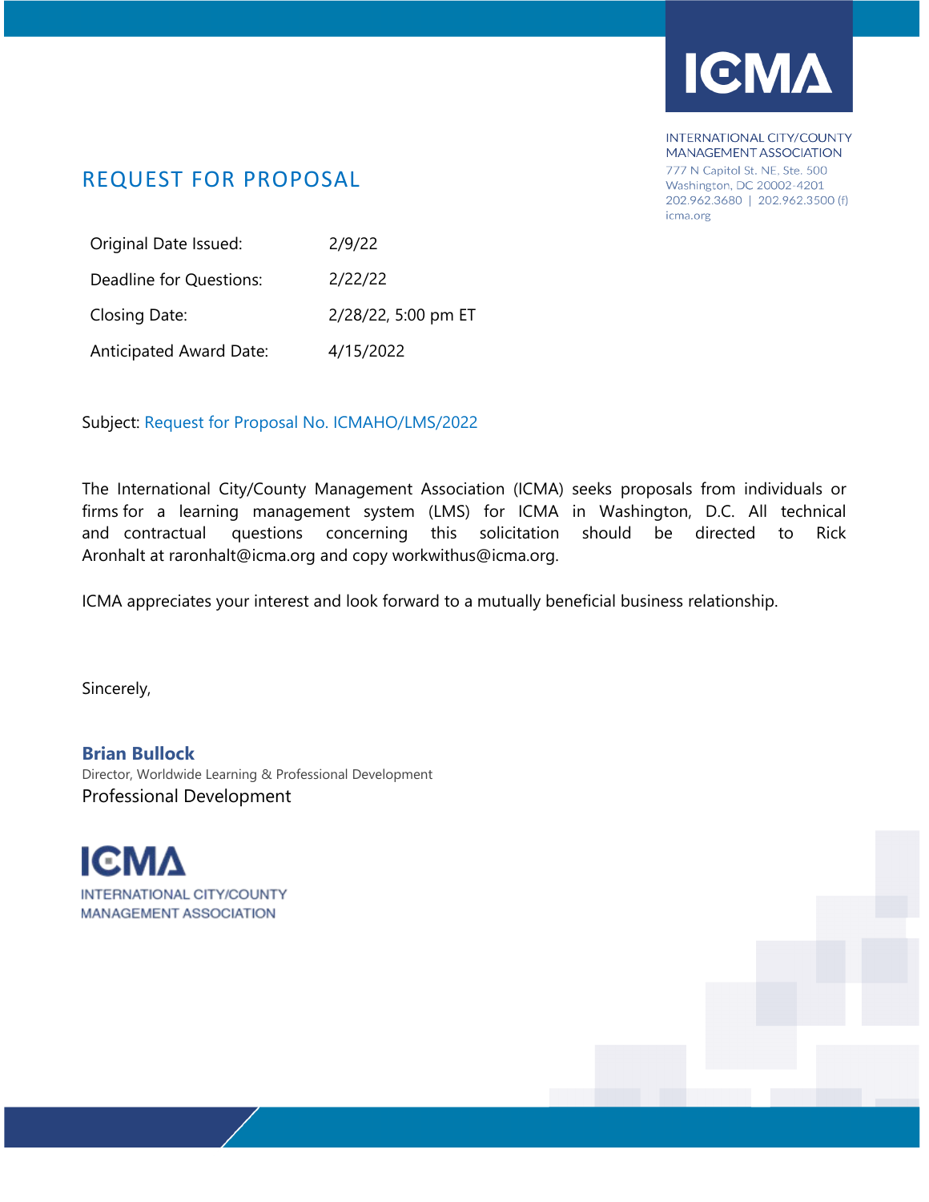ICMA

INTERNATIONAL CITY/COUNTY MANAGEMENT ASSOCIATION
777 N Capitol St. NE, Ste. 500
Washington, DC 20002-4201
202.962.3680 | 202.962.3500 (f)
icma.org

# REQUEST FOR PROPOSAL

| | |
|---|---|
| Original Date Issued: | 2/9/22 |
| Deadline for Questions: | 2/22/22 |
| Closing Date: | 2/28/22, 5:00 pm ET |
| Anticipated Award Date: | 4/15/2022 |

Subject: Request for Proposal No. ICMAHO/LMS/2022

The International City/County Management Association (ICMA) seeks proposals from individuals or firms for a learning management system (LMS) for ICMA in Washington, D.C. All technical and contractual questions concerning this solicitation should be directed to Rick Aronhalt at raronhalt@icma.org and copy workwithus@icma.org.

ICMA appreciates your interest and look forward to a mutually beneficial business relationship.

Sincerely,

**Brian Bullock**
Director, Worldwide Learning & Professional Development
Professional Development

ICMA
INTERNATIONAL CITY/COUNTY MANAGEMENT ASSOCIATION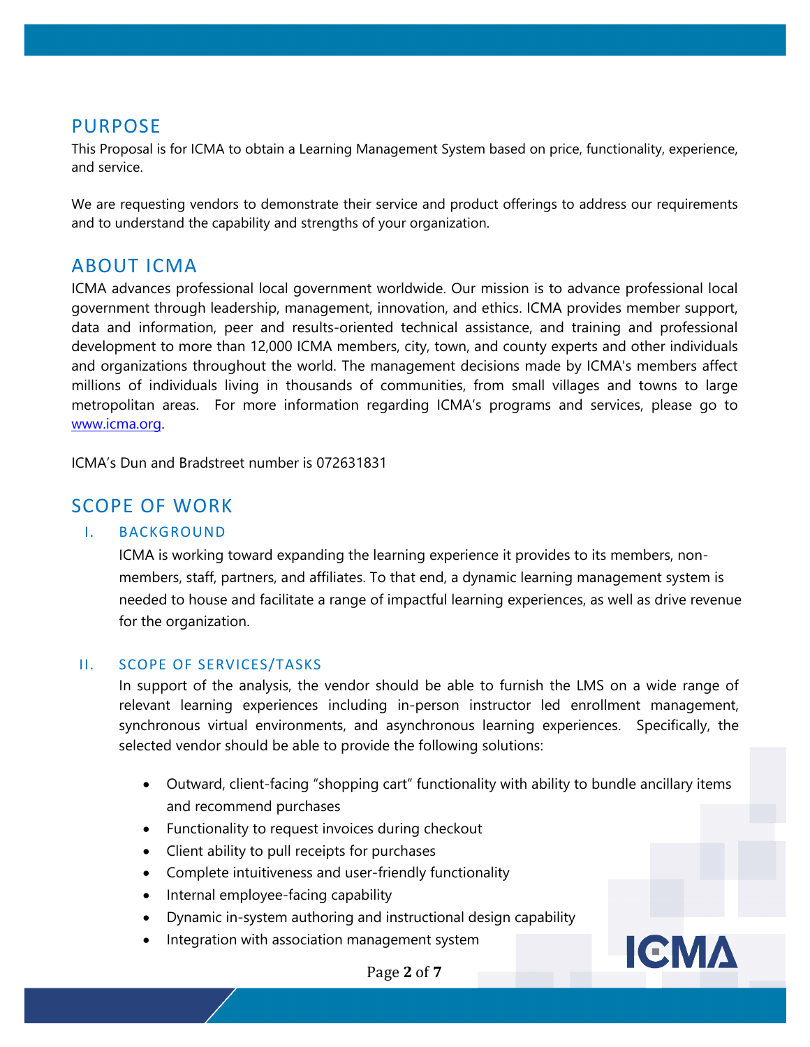## PURPOSE

This Proposal is for ICMA to obtain a Learning Management System based on price, functionality, experience, and service.

We are requesting vendors to demonstrate their service and product offerings to address our requirements and to understand the capability and strengths of your organization.

## ABOUT ICMA

ICMA advances professional local government worldwide. Our mission is to advance professional local government through leadership, management, innovation, and ethics. ICMA provides member support, data and information, peer and results-oriented technical assistance, and training and professional development to more than 12,000 ICMA members, city, town, and county experts and other individuals and organizations throughout the world. The management decisions made by ICMA's members affect millions of individuals living in thousands of communities, from small villages and towns to large metropolitan areas. For more information regarding ICMA's programs and services, please go to www.icma.org.

ICMA's Dun and Bradstreet number is 072631831

## SCOPE OF WORK

### I. BACKGROUND

ICMA is working toward expanding the learning experience it provides to its members, non-members, staff, partners, and affiliates. To that end, a dynamic learning management system is needed to house and facilitate a range of impactful learning experiences, as well as drive revenue for the organization.

### II. SCOPE OF SERVICES/TASKS

In support of the analysis, the vendor should be able to furnish the LMS on a wide range of relevant learning experiences including in-person instructor led enrollment management, synchronous virtual environments, and asynchronous learning experiences. Specifically, the selected vendor should be able to provide the following solutions:

- Outward, client-facing "shopping cart" functionality with ability to bundle ancillary items and recommend purchases
- Functionality to request invoices during checkout
- Client ability to pull receipts for purchases
- Complete intuitiveness and user-friendly functionality
- Internal employee-facing capability
- Dynamic in-system authoring and instructional design capability
- Integration with association management system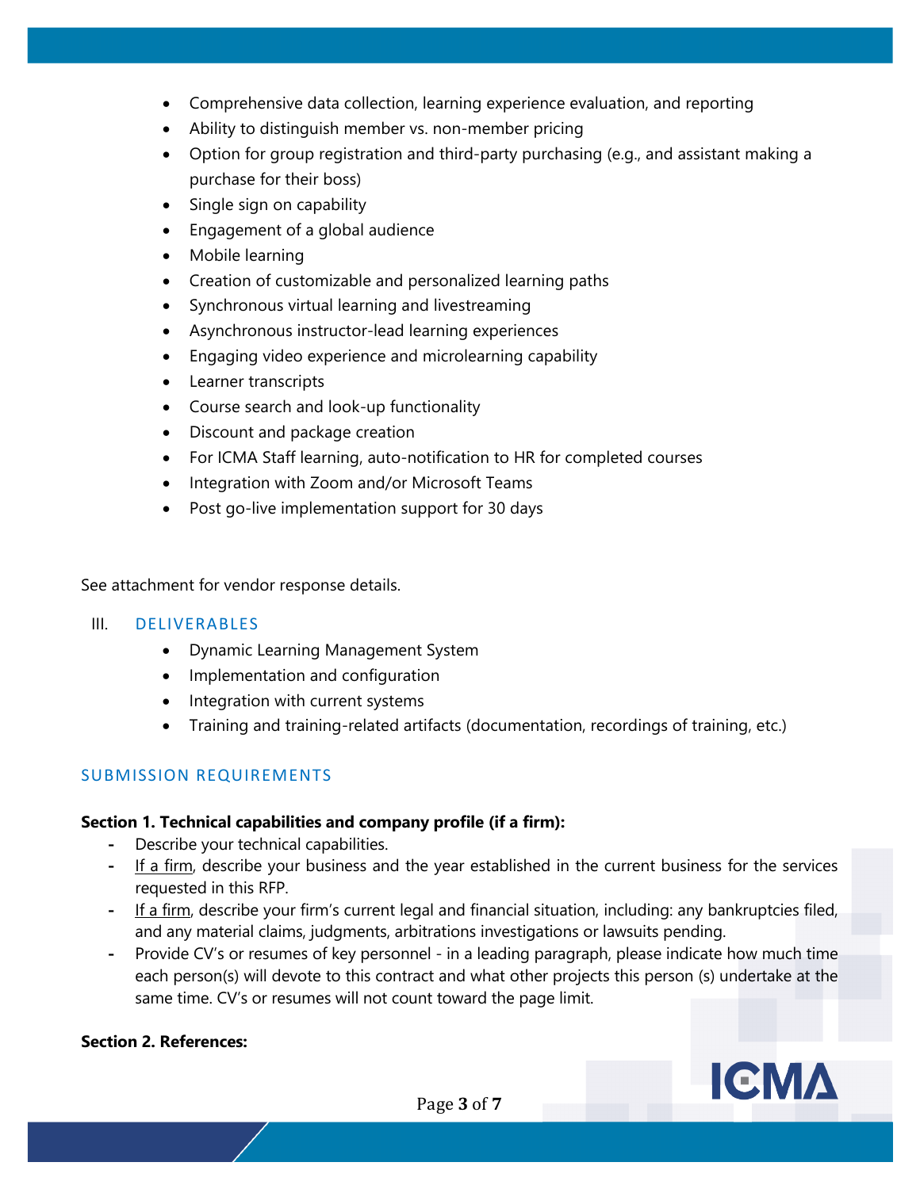- Comprehensive data collection, learning experience evaluation, and reporting
- Ability to distinguish member vs. non-member pricing
- Option for group registration and third-party purchasing (e.g., and assistant making a purchase for their boss)
- Single sign on capability
- Engagement of a global audience
- Mobile learning
- Creation of customizable and personalized learning paths
- Synchronous virtual learning and livestreaming
- Asynchronous instructor-lead learning experiences
- Engaging video experience and microlearning capability
- Learner transcripts
- Course search and look-up functionality
- Discount and package creation
- For ICMA Staff learning, auto-notification to HR for completed courses
- Integration with Zoom and/or Microsoft Teams
- Post go-live implementation support for 30 days

See attachment for vendor response details.

## III. DELIVERABLES

- Dynamic Learning Management System
- Implementation and configuration
- Integration with current systems
- Training and training-related artifacts (documentation, recordings of training, etc.)

## SUBMISSION REQUIREMENTS

**Section 1. Technical capabilities and company profile (if a firm):**

- Describe your technical capabilities.
- If a firm, describe your business and the year established in the current business for the services requested in this RFP.
- If a firm, describe your firm's current legal and financial situation, including: any bankruptcies filed, and any material claims, judgments, arbitrations investigations or lawsuits pending.
- Provide CV's or resumes of key personnel - in a leading paragraph, please indicate how much time each person(s) will devote to this contract and what other projects this person (s) undertake at the same time. CV's or resumes will not count toward the page limit.

**Section 2. References:**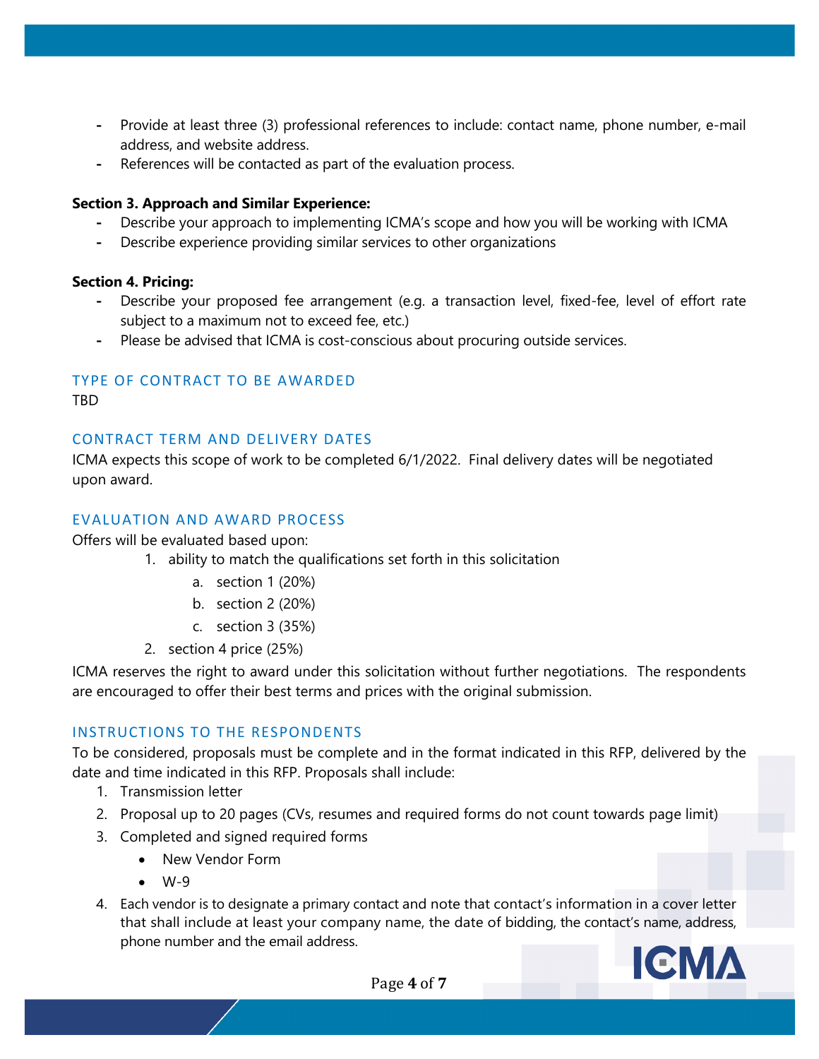- Provide at least three (3) professional references to include: contact name, phone number, e-mail address, and website address.
- References will be contacted as part of the evaluation process.

**Section 3. Approach and Similar Experience:**

- Describe your approach to implementing ICMA's scope and how you will be working with ICMA
- Describe experience providing similar services to other organizations

**Section 4. Pricing:**

- Describe your proposed fee arrangement (e.g. a transaction level, fixed-fee, level of effort rate subject to a maximum not to exceed fee, etc.)
- Please be advised that ICMA is cost-conscious about procuring outside services.

## TYPE OF CONTRACT TO BE AWARDED

TBD

## CONTRACT TERM AND DELIVERY DATES

ICMA expects this scope of work to be completed 6/1/2022. Final delivery dates will be negotiated upon award.

## EVALUATION AND AWARD PROCESS

Offers will be evaluated based upon:

1. ability to match the qualifications set forth in this solicitation
   a. section 1 (20%)
   b. section 2 (20%)
   c. section 3 (35%)
2. section 4 price (25%)

ICMA reserves the right to award under this solicitation without further negotiations. The respondents are encouraged to offer their best terms and prices with the original submission.

## INSTRUCTIONS TO THE RESPONDENTS

To be considered, proposals must be complete and in the format indicated in this RFP, delivered by the date and time indicated in this RFP. Proposals shall include:

1. Transmission letter
2. Proposal up to 20 pages (CVs, resumes and required forms do not count towards page limit)
3. Completed and signed required forms
   - New Vendor Form
   - W-9
4. Each vendor is to designate a primary contact and note that contact's information in a cover letter that shall include at least your company name, the date of bidding, the contact's name, address, phone number and the email address.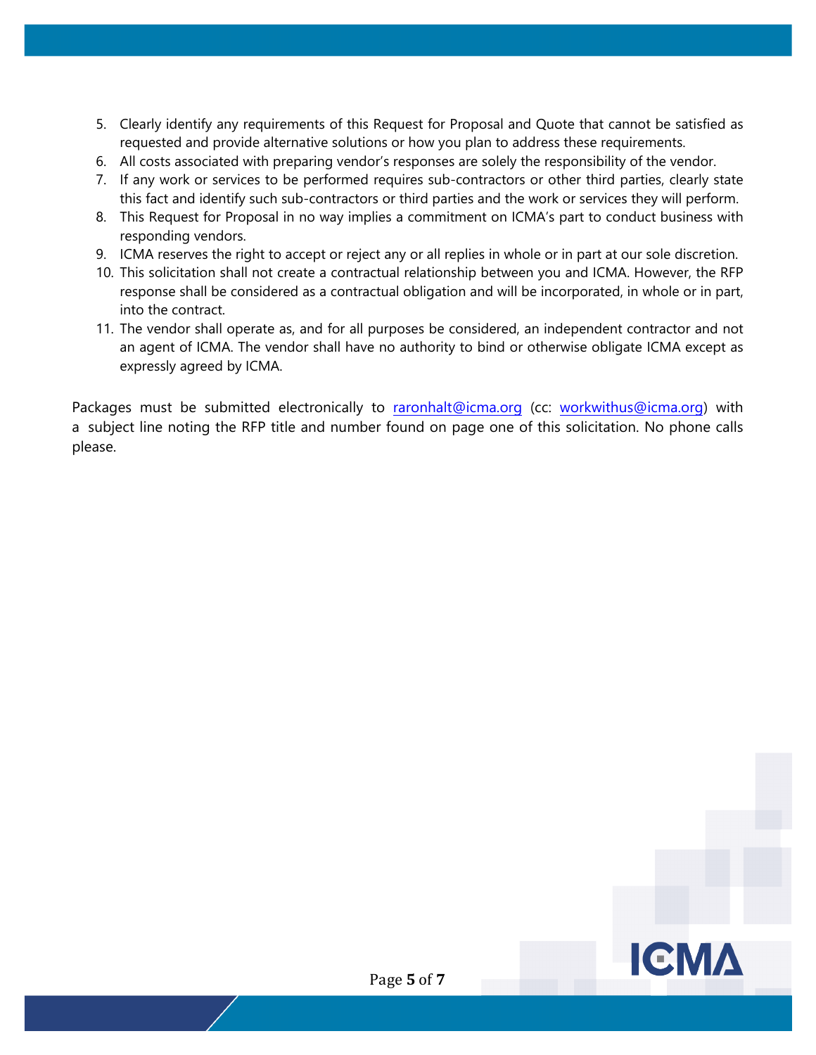5. Clearly identify any requirements of this Request for Proposal and Quote that cannot be satisfied as requested and provide alternative solutions or how you plan to address these requirements.
6. All costs associated with preparing vendor's responses are solely the responsibility of the vendor.
7. If any work or services to be performed requires sub-contractors or other third parties, clearly state this fact and identify such sub-contractors or third parties and the work or services they will perform.
8. This Request for Proposal in no way implies a commitment on ICMA's part to conduct business with responding vendors.
9. ICMA reserves the right to accept or reject any or all replies in whole or in part at our sole discretion.
10. This solicitation shall not create a contractual relationship between you and ICMA. However, the RFP response shall be considered as a contractual obligation and will be incorporated, in whole or in part, into the contract.
11. The vendor shall operate as, and for all purposes be considered, an independent contractor and not an agent of ICMA. The vendor shall have no authority to bind or otherwise obligate ICMA except as expressly agreed by ICMA.

Packages must be submitted electronically to raronhalt@icma.org (cc: workwithus@icma.org) with a subject line noting the RFP title and number found on page one of this solicitation. No phone calls please.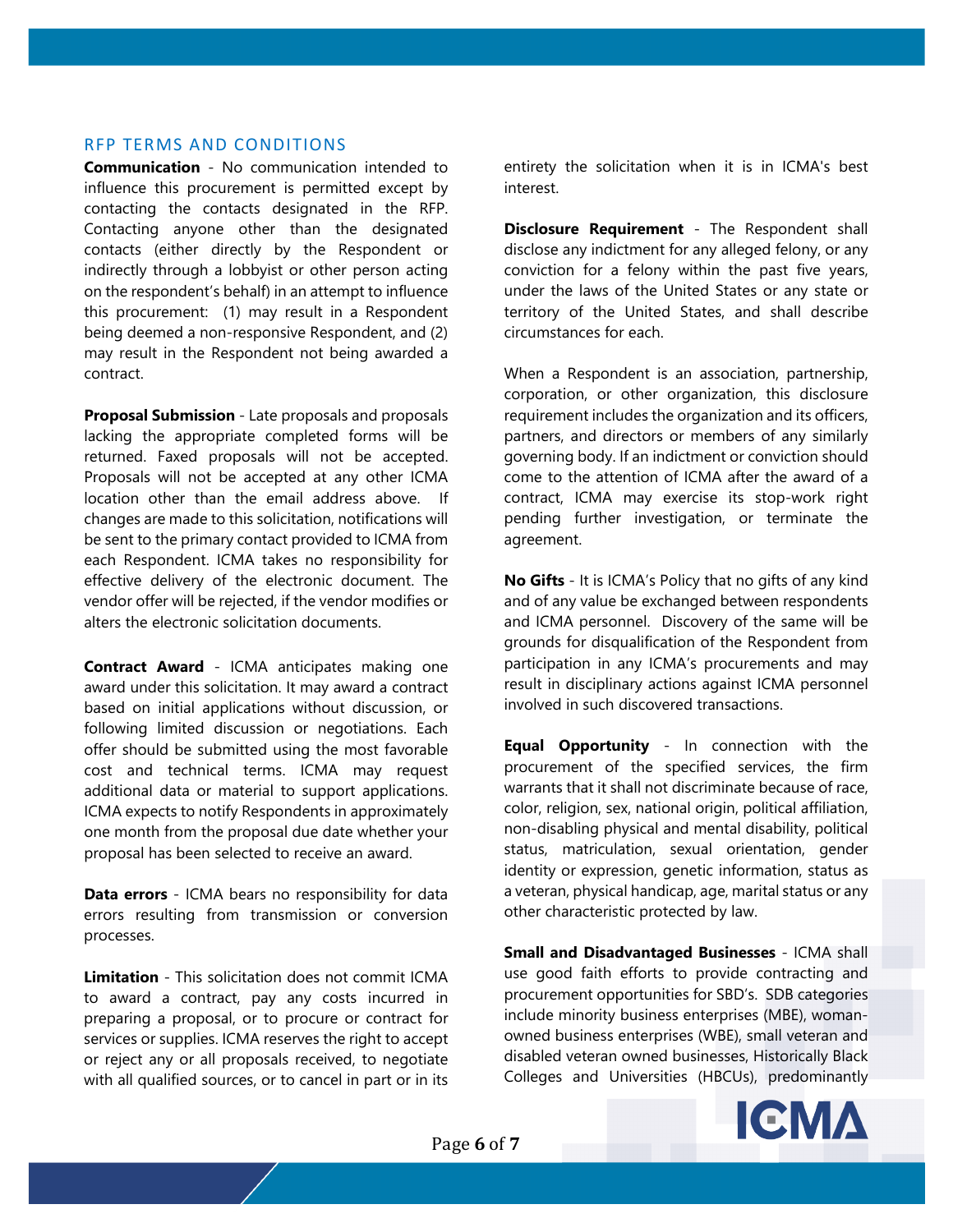## RFP TERMS AND CONDITIONS

**Communication** - No communication intended to influence this procurement is permitted except by contacting the contacts designated in the RFP. Contacting anyone other than the designated contacts (either directly by the Respondent or indirectly through a lobbyist or other person acting on the respondent's behalf) in an attempt to influence this procurement: (1) may result in a Respondent being deemed a non-responsive Respondent, and (2) may result in the Respondent not being awarded a contract.

**Proposal Submission** - Late proposals and proposals lacking the appropriate completed forms will be returned. Faxed proposals will not be accepted. Proposals will not be accepted at any other ICMA location other than the email address above. If changes are made to this solicitation, notifications will be sent to the primary contact provided to ICMA from each Respondent. ICMA takes no responsibility for effective delivery of the electronic document. The vendor offer will be rejected, if the vendor modifies or alters the electronic solicitation documents.

**Contract Award** - ICMA anticipates making one award under this solicitation. It may award a contract based on initial applications without discussion, or following limited discussion or negotiations. Each offer should be submitted using the most favorable cost and technical terms. ICMA may request additional data or material to support applications. ICMA expects to notify Respondents in approximately one month from the proposal due date whether your proposal has been selected to receive an award.

**Data errors** - ICMA bears no responsibility for data errors resulting from transmission or conversion processes.

**Limitation** - This solicitation does not commit ICMA to award a contract, pay any costs incurred in preparing a proposal, or to procure or contract for services or supplies. ICMA reserves the right to accept or reject any or all proposals received, to negotiate with all qualified sources, or to cancel in part or in its entirety the solicitation when it is in ICMA's best interest.

**Disclosure Requirement** - The Respondent shall disclose any indictment for any alleged felony, or any conviction for a felony within the past five years, under the laws of the United States or any state or territory of the United States, and shall describe circumstances for each.

When a Respondent is an association, partnership, corporation, or other organization, this disclosure requirement includes the organization and its officers, partners, and directors or members of any similarly governing body. If an indictment or conviction should come to the attention of ICMA after the award of a contract, ICMA may exercise its stop-work right pending further investigation, or terminate the agreement.

**No Gifts** - It is ICMA's Policy that no gifts of any kind and of any value be exchanged between respondents and ICMA personnel. Discovery of the same will be grounds for disqualification of the Respondent from participation in any ICMA's procurements and may result in disciplinary actions against ICMA personnel involved in such discovered transactions.

**Equal Opportunity** - In connection with the procurement of the specified services, the firm warrants that it shall not discriminate because of race, color, religion, sex, national origin, political affiliation, non-disabling physical and mental disability, political status, matriculation, sexual orientation, gender identity or expression, genetic information, status as a veteran, physical handicap, age, marital status or any other characteristic protected by law.

**Small and Disadvantaged Businesses** - ICMA shall use good faith efforts to provide contracting and procurement opportunities for SBD's. SDB categories include minority business enterprises (MBE), woman-owned business enterprises (WBE), small veteran and disabled veteran owned businesses, Historically Black Colleges and Universities (HBCUs), predominantly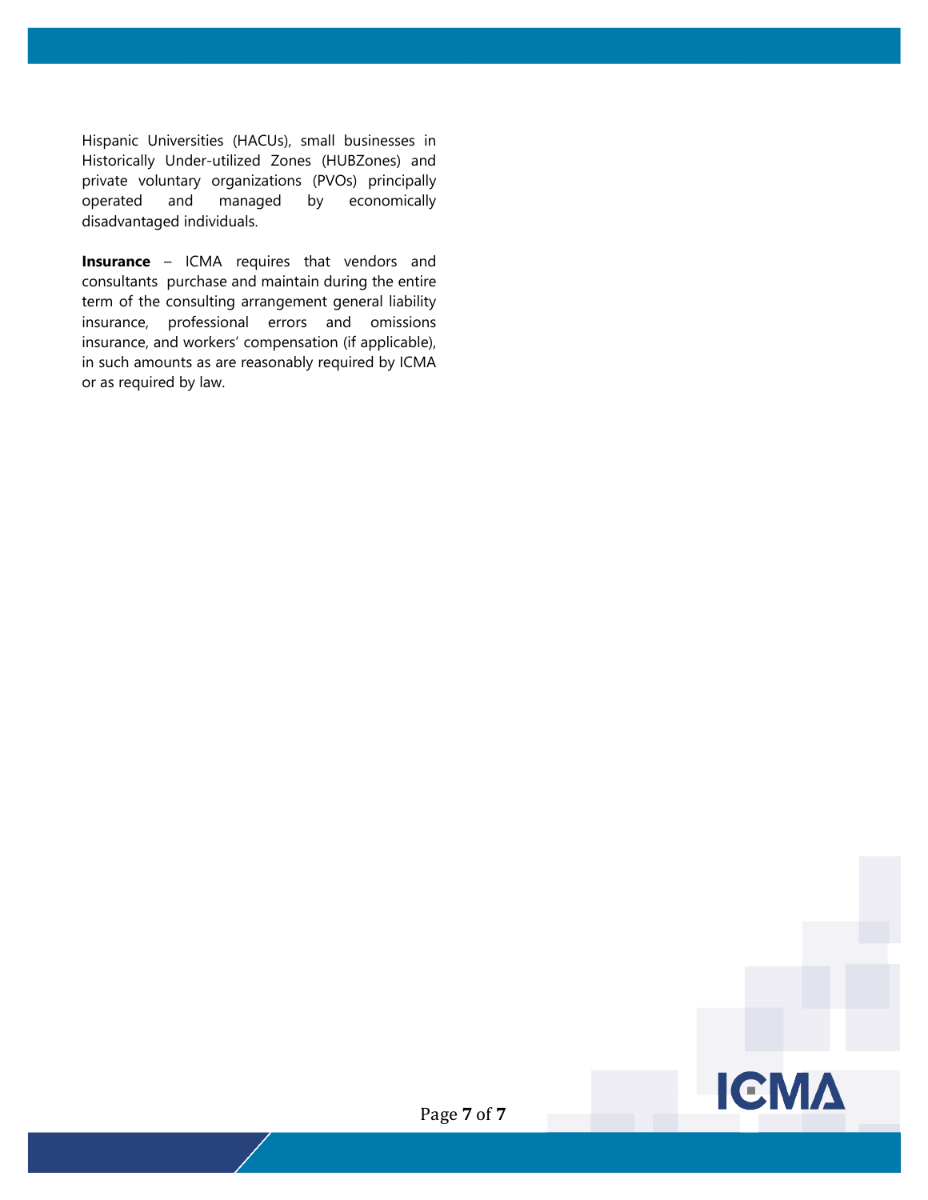Hispanic Universities (HACUs), small businesses in Historically Under-utilized Zones (HUBZones) and private voluntary organizations (PVOs) principally operated and managed by economically disadvantaged individuals.

**Insurance** – ICMA requires that vendors and consultants purchase and maintain during the entire term of the consulting arrangement general liability insurance, professional errors and omissions insurance, and workers' compensation (if applicable), in such amounts as are reasonably required by ICMA or as required by law.